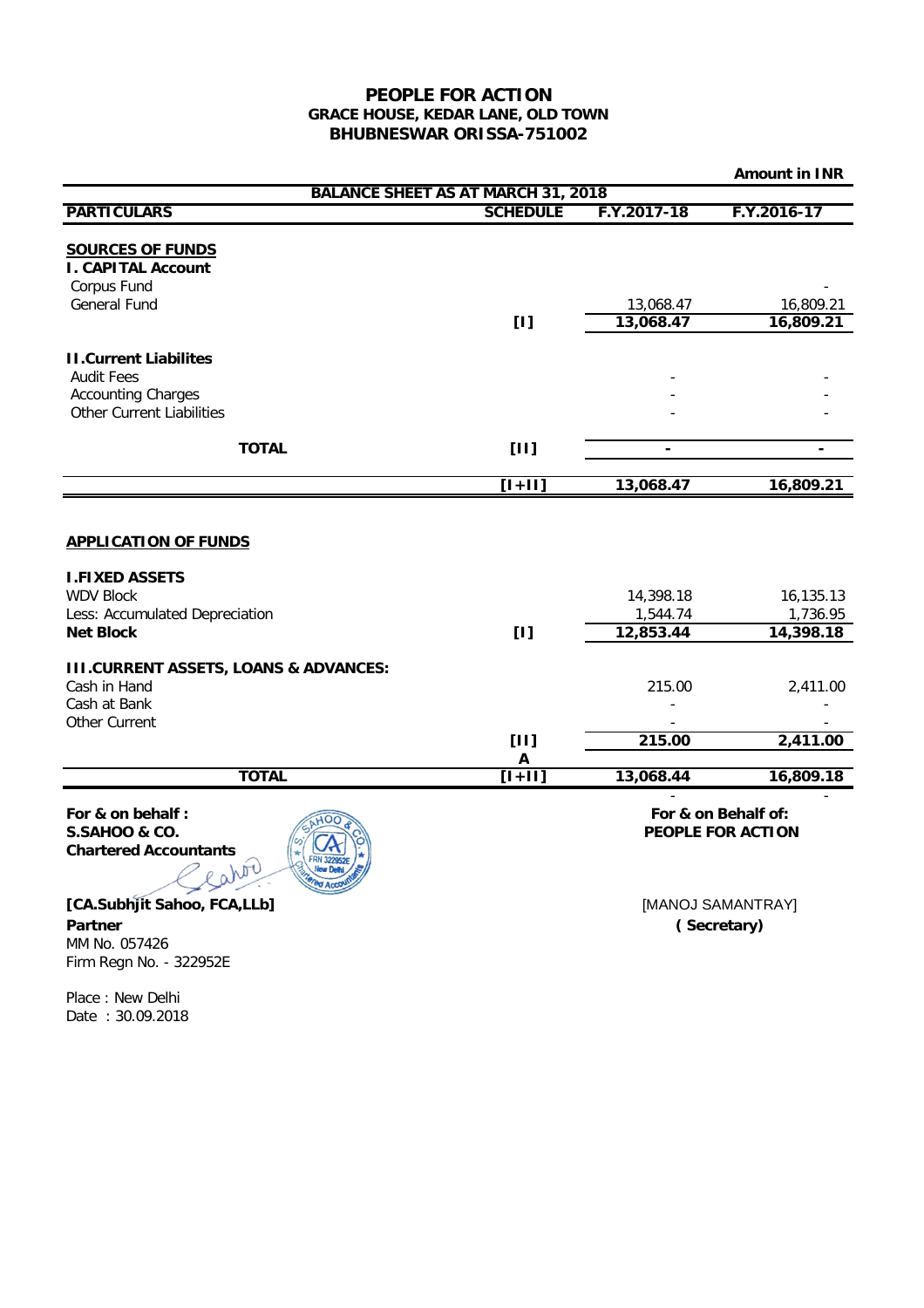# PEOPLE FOR ACTION
**GRACE HOUSE, KEDAR LANE, OLD TOWN**
**BHUBNESWAR ORISSA-751002**

**Amount in INR**

**BALANCE SHEET AS AT MARCH 31, 2018**

| PARTICULARS | SCHEDULE | F.Y.2017-18 | F.Y.2016-17 |
|---|---|---|---|
| **SOURCES OF FUNDS** | | | |
| **I. CAPITAL Account** | | | |
| Corpus Fund | | | - |
| General Fund | | 13,068.47 | 16,809.21 |
| | [I] | **13,068.47** | **16,809.21** |
| **II.Current Liabilites** | | | |
| Audit Fees | | - | - |
| Accounting Charges | | - | - |
| Other Current Liabilities | | - | - |
| **TOTAL** | [II] | - | - |
| | [I+II] | **13,068.47** | **16,809.21** |
| **APPLICATION OF FUNDS** | | | |
| **I.FIXED ASSETS** | | | |
| WDV Block | | 14,398.18 | 16,135.13 |
| Less: Accumulated Depreciation | | 1,544.74 | 1,736.95 |
| **Net Block** | [I] | **12,853.44** | **14,398.18** |
| **III.CURRENT ASSETS, LOANS & ADVANCES:** | | | |
| Cash in Hand | | 215.00 | 2,411.00 |
| Cash at Bank | | - | - |
| Other Current | | - | - |
| | [II] A | **215.00** | **2,411.00** |
| **TOTAL** | [I+II] | **13,068.44** | **16,809.18** |
| | | - | - |

**For & on behalf :**
**S.SAHOO & CO.**
**Chartered Accountants**

**[CA.Subhjit Sahoo, FCA,LLb]**
**Partner**
MM No. 057426
Firm Regn No. - 322952E

Place : New Delhi
Date : 30.09.2018

**For & on Behalf of:**
**PEOPLE FOR ACTION**

[MANOJ SAMANTRAY]
**( Secretary)**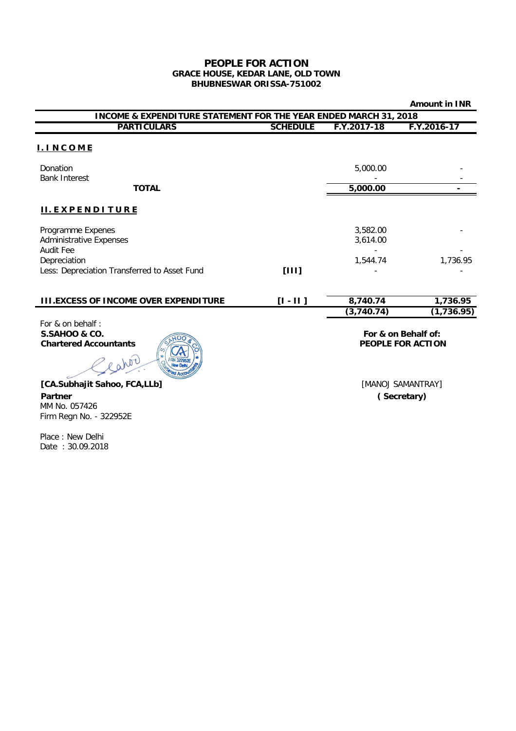# PEOPLE FOR ACTION

**GRACE HOUSE, KEDAR LANE, OLD TOWN**
**BHUBNESWAR ORISSA-751002**

**Amount in INR**

**INCOME & EXPENDITURE STATEMENT FOR THE YEAR ENDED MARCH 31, 2018**

| PARTICULARS | SCHEDULE | F.Y.2017-18 | F.Y.2016-17 |
|---|---|---|---|
| **I. I N C O M E** | | | |
| Donation | | 5,000.00 | - |
| Bank Interest | | - | - |
| **TOTAL** | | **5,000.00** | **-** |
| **II. E X P E N D I T U R E** | | | |
| Programme Expenes | | 3,582.00 | - |
| Administrative Expenses | | 3,614.00 | |
| Audit Fee | | - | - |
| Depreciation | | 1,544.74 | 1,736.95 |
| Less: Depreciation Transferred to Asset Fund | **[III]** | - | - |
| | | **8,740.74** | **1,736.95** |
| **III.EXCESS OF INCOME OVER EXPENDITURE** | **[I - II ]** | **(3,740.74)** | **(1,736.95)** |

For & on behalf :
**S.SAHOO & CO.**
**Chartered Accountants**

**[CA.Subhajit Sahoo, FCA,LLb]**
**Partner**
MM No. 057426
Firm Regn No. - 322952E

Place : New Delhi
Date : 30.09.2018

**For & on Behalf of:**
**PEOPLE FOR ACTION**

[MANOJ SAMANTRAY]
**( Secretary)**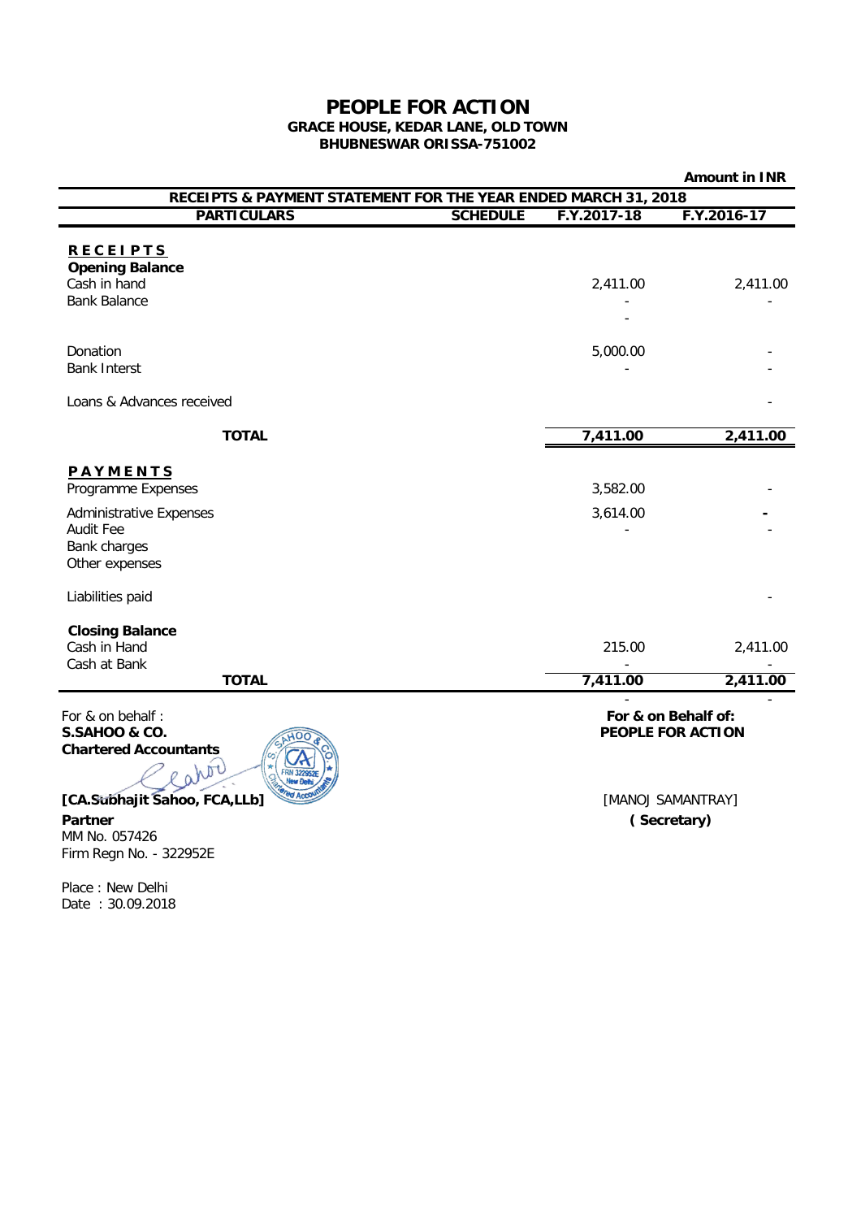# PEOPLE FOR ACTION

**GRACE HOUSE, KEDAR LANE, OLD TOWN**
**BHUBNESWAR ORISSA-751002**

**Amount in INR**

**RECEIPTS & PAYMENT STATEMENT FOR THE YEAR ENDED MARCH 31, 2018**

| PARTICULARS | SCHEDULE | F.Y.2017-18 | F.Y.2016-17 |
|---|---|---|---|
| **RECEIPTS** | | | |
| **Opening Balance** | | | |
| Cash in hand | | 2,411.00 | 2,411.00 |
| Bank Balance | | - | - |
| | | - | |
| Donation | | 5,000.00 | - |
| Bank Interst | | - | - |
| Loans & Advances received | | | - |
| **TOTAL** | | **7,411.00** | **2,411.00** |
| **PAYMENTS** | | | |
| Programme Expenses | | 3,582.00 | - |
| Administrative Expenses | | 3,614.00 | - |
| Audit Fee | | - | - |
| Bank charges | | | |
| Other expenses | | | |
| Liabilities paid | | | - |
| **Closing Balance** | | | |
| Cash in Hand | | 215.00 | 2,411.00 |
| Cash at Bank | | - | - |
| **TOTAL** | | **7,411.00** | **2,411.00** |
| | | - | - |

For & on behalf :
**S.SAHOO & CO.**
**Chartered Accountants**

**[CA.Subhajit Sahoo, FCA,LLb]**
**Partner**
MM No. 057426
Firm Regn No. - 322952E

Place : New Delhi
Date : 30.09.2018

**For & on Behalf of:**
**PEOPLE FOR ACTION**

[MANOJ SAMANTRAY]
**( Secretary)**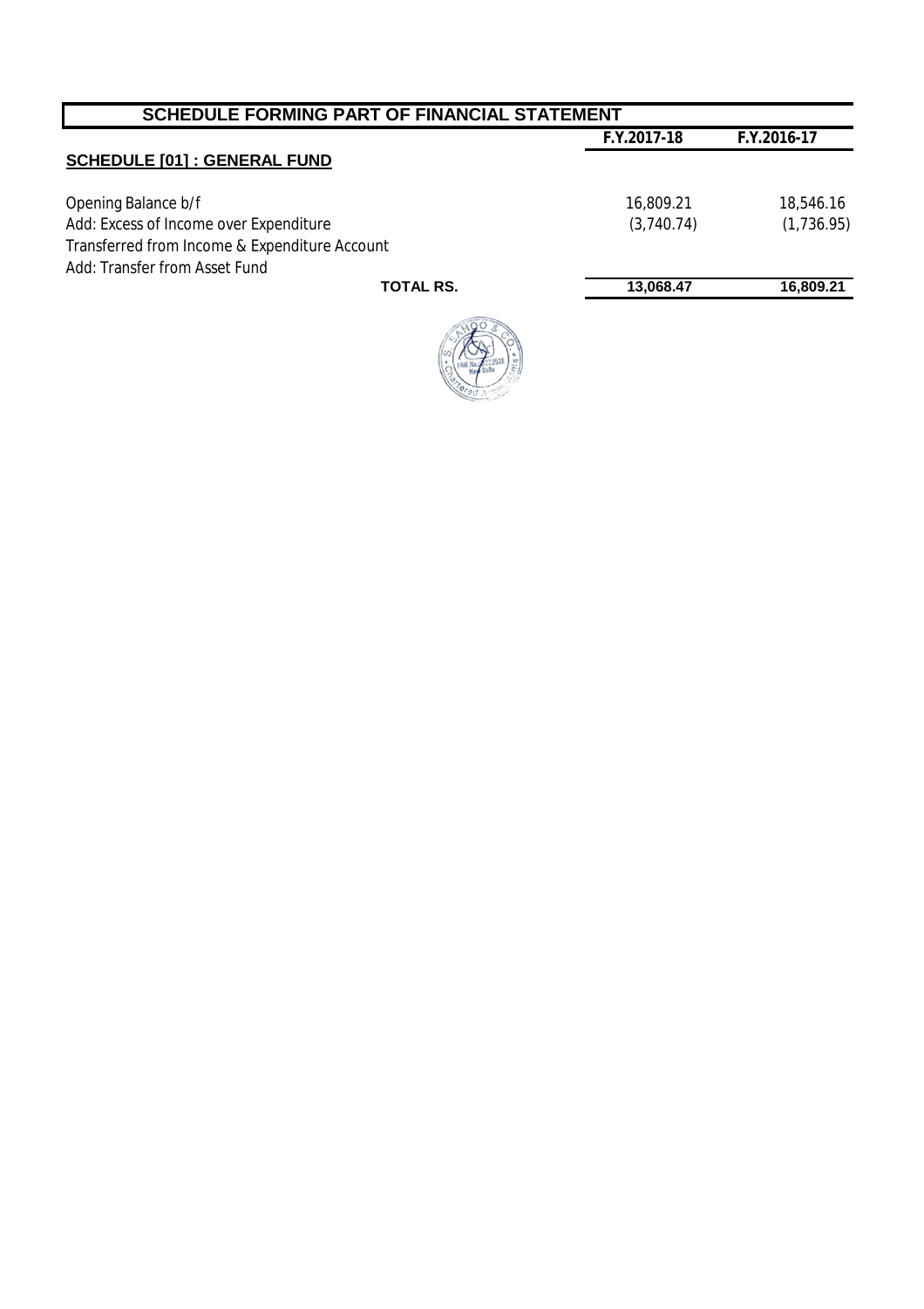## SCHEDULE FORMING PART OF FINANCIAL STATEMENT

| | F.Y.2017-18 | F.Y.2016-17 |
|---|---|---|
| **SCHEDULE [01] : GENERAL FUND** | | |
| Opening Balance b/f | 16,809.21 | 18,546.16 |
| Add: Excess of Income over Expenditure | (3,740.74) | (1,736.95) |
| Transferred from Income & Expenditure Account | | |
| Add: Transfer from Asset Fund | | |
| **TOTAL RS.** | **13,068.47** | **16,809.21** |